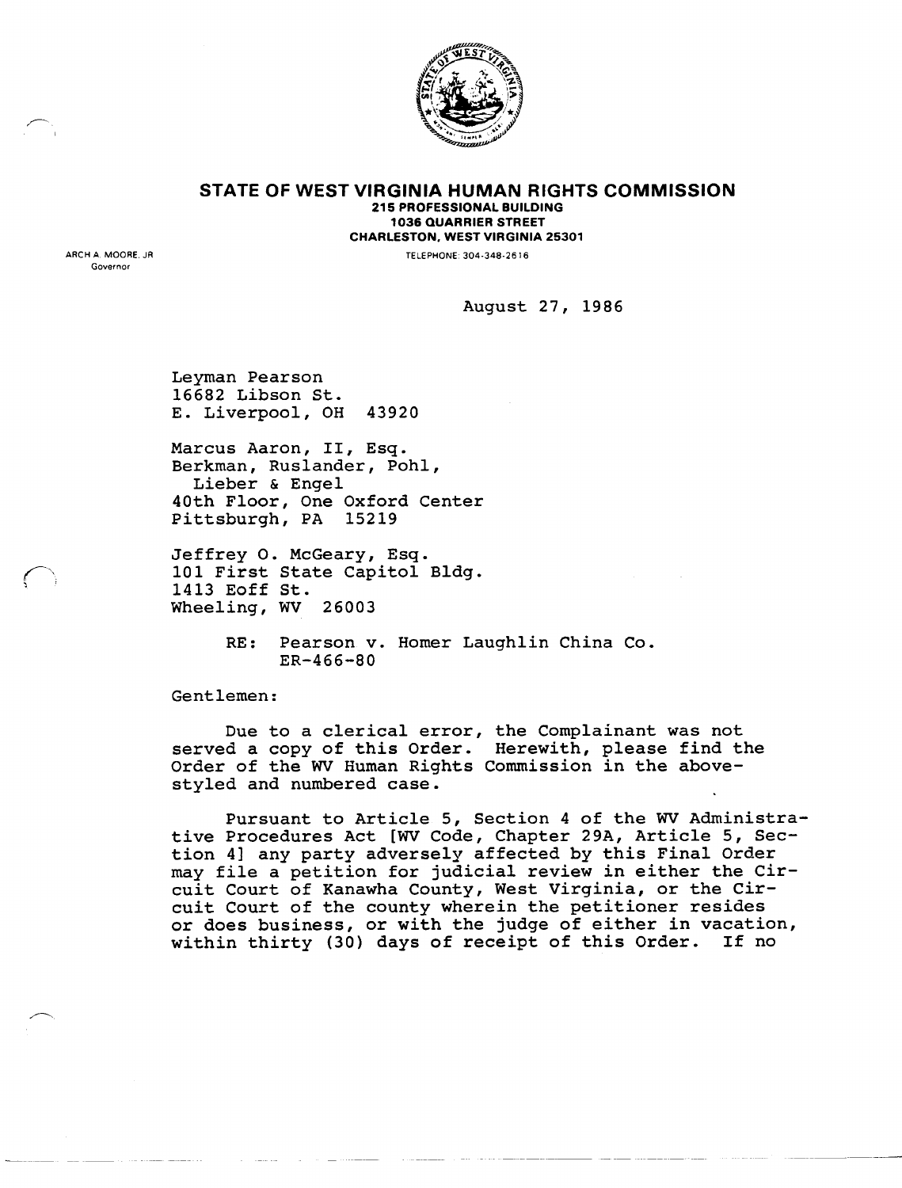# STATE OF WEST VIRGINIA HUMAN RIGHTS COMMISSION

**215 PROFESSIONAL BUILDING**
**1036 QUARRIER STREET**
**CHARLESTON, WEST VIRGINIA 25301**

ARCH A. MOORE, JR
Governor

TELEPHONE: 304-348-2616

August 27, 1986

Leyman Pearson
16682 Libson St.
E. Liverpool, OH 43920

Marcus Aaron, II, Esq.
Berkman, Ruslander, Pohl,
Lieber & Engel
40th Floor, One Oxford Center
Pittsburgh, PA 15219

Jeffrey O. McGeary, Esq.
101 First State Capitol Bldg.
1413 Eoff St.
Wheeling, WV 26003

RE: Pearson v. Homer Laughlin China Co.
ER-466-80

Gentlemen:

Due to a clerical error, the Complainant was not served a copy of this Order. Herewith, please find the Order of the WV Human Rights Commission in the above-styled and numbered case.

Pursuant to Article 5, Section 4 of the WV Administrative Procedures Act [WV Code, Chapter 29A, Article 5, Section 4] any party adversely affected by this Final Order may file a petition for judicial review in either the Circuit Court of Kanawha County, West Virginia, or the Circuit Court of the county wherein the petitioner resides or does business, or with the judge of either in vacation, within thirty (30) days of receipt of this Order. If no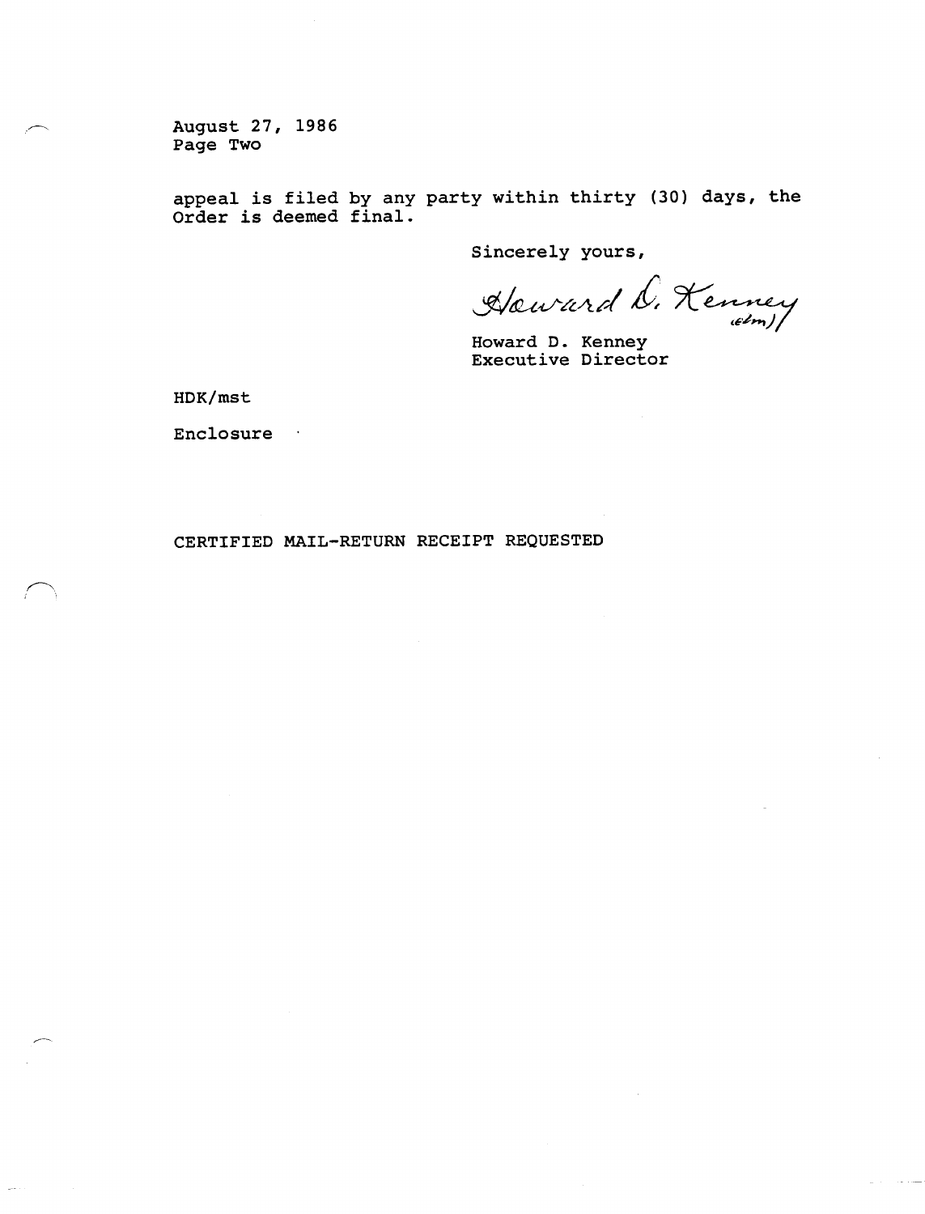August 27, 1986
Page Two

appeal is filed by any party within thirty (30) days, the Order is deemed final.

Sincerely yours,

Howard D. Kenney (elm)

Howard D. Kenney
Executive Director

HDK/mst

Enclosure

CERTIFIED MAIL-RETURN RECEIPT REQUESTED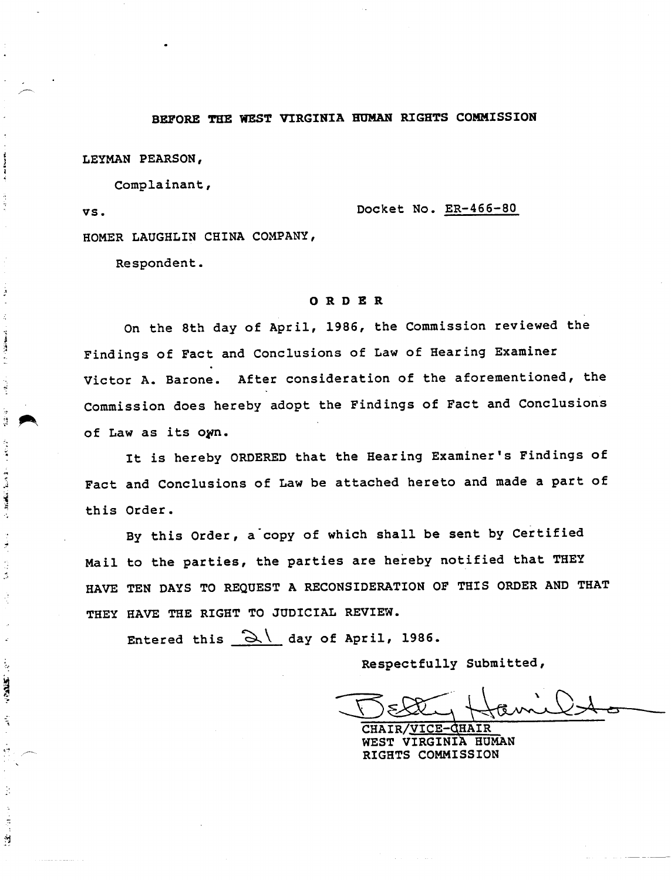BEFORE THE WEST VIRGINIA HUMAN RIGHTS COMMISSION

LEYMAN PEARSON,

Complainant,

vs. Docket No. ER-466-80

HOMER LAUGHLIN CHINA COMPANY,

Respondent.

# ORDER

On the 8th day of April, 1986, the Commission reviewed the Findings of Fact and Conclusions of Law of Hearing Examiner Victor A. Barone. After consideration of the aforementioned, the Commission does hereby adopt the Findings of Fact and Conclusions of Law as its own.

It is hereby ORDERED that the Hearing Examiner's Findings of Fact and Conclusions of Law be attached hereto and made a part of this Order.

By this Order, a copy of which shall be sent by Certified Mail to the parties, the parties are hereby notified that THEY HAVE TEN DAYS TO REQUEST A RECONSIDERATION OF THIS ORDER AND THAT THEY HAVE THE RIGHT TO JUDICIAL REVIEW.

Entered this 21 day of April, 1986.

Respectfully Submitted,

Betty Hamilton

CHAIR/VICE-CHAIR
WEST VIRGINIA HUMAN RIGHTS COMMISSION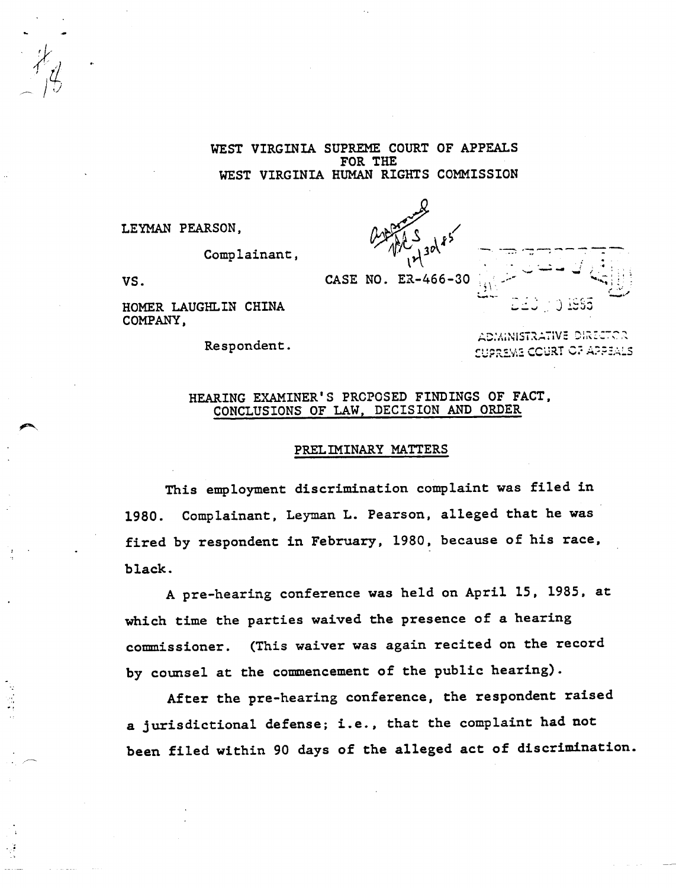WEST VIRGINIA SUPREME COURT OF APPEALS
FOR THE
WEST VIRGINIA HUMAN RIGHTS COMMISSION

LEYMAN PEARSON,

Complainant,

VS. CASE NO. ER-466-30

HOMER LAUGHLIN CHINA COMPANY,

Respondent.

## HEARING EXAMINER'S PROPOSED FINDINGS OF FACT, CONCLUSIONS OF LAW, DECISION AND ORDER

### PRELIMINARY MATTERS

This employment discrimination complaint was filed in 1980. Complainant, Leyman L. Pearson, alleged that he was fired by respondent in February, 1980, because of his race, black.

A pre-hearing conference was held on April 15, 1985, at which time the parties waived the presence of a hearing commissioner. (This waiver was again recited on the record by counsel at the commencement of the public hearing).

After the pre-hearing conference, the respondent raised a jurisdictional defense; i.e., that the complaint had not been filed within 90 days of the alleged act of discrimination.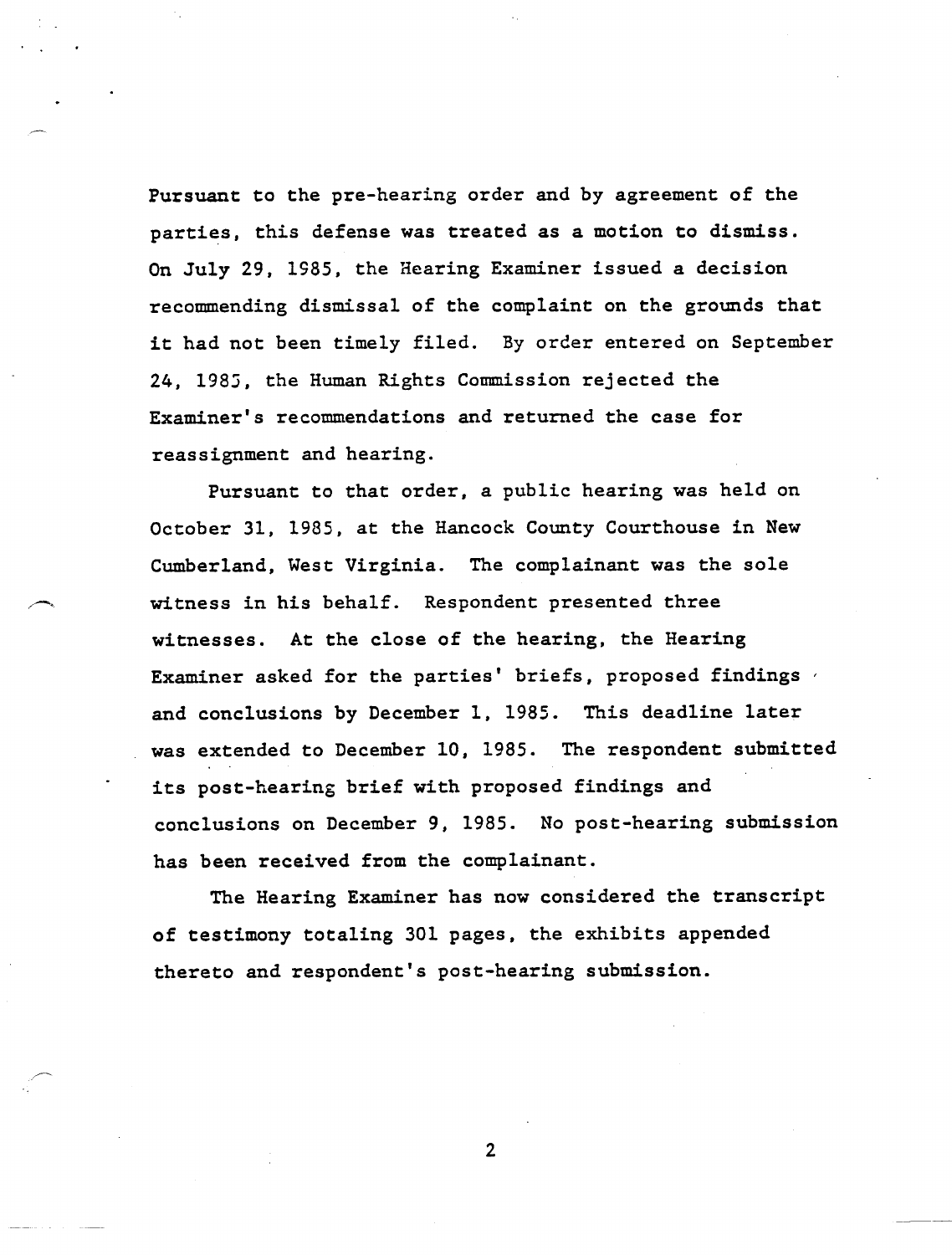Pursuant to the pre-hearing order and by agreement of the parties, this defense was treated as a motion to dismiss. On July 29, 1985, the Hearing Examiner issued a decision recommending dismissal of the complaint on the grounds that it had not been timely filed. By order entered on September 24, 1985, the Human Rights Commission rejected the Examiner's recommendations and returned the case for reassignment and hearing.

Pursuant to that order, a public hearing was held on October 31, 1985, at the Hancock County Courthouse in New Cumberland, West Virginia. The complainant was the sole witness in his behalf. Respondent presented three witnesses. At the close of the hearing, the Hearing Examiner asked for the parties' briefs, proposed findings and conclusions by December 1, 1985. This deadline later was extended to December 10, 1985. The respondent submitted its post-hearing brief with proposed findings and conclusions on December 9, 1985. No post-hearing submission has been received from the complainant.

The Hearing Examiner has now considered the transcript of testimony totaling 301 pages, the exhibits appended thereto and respondent's post-hearing submission.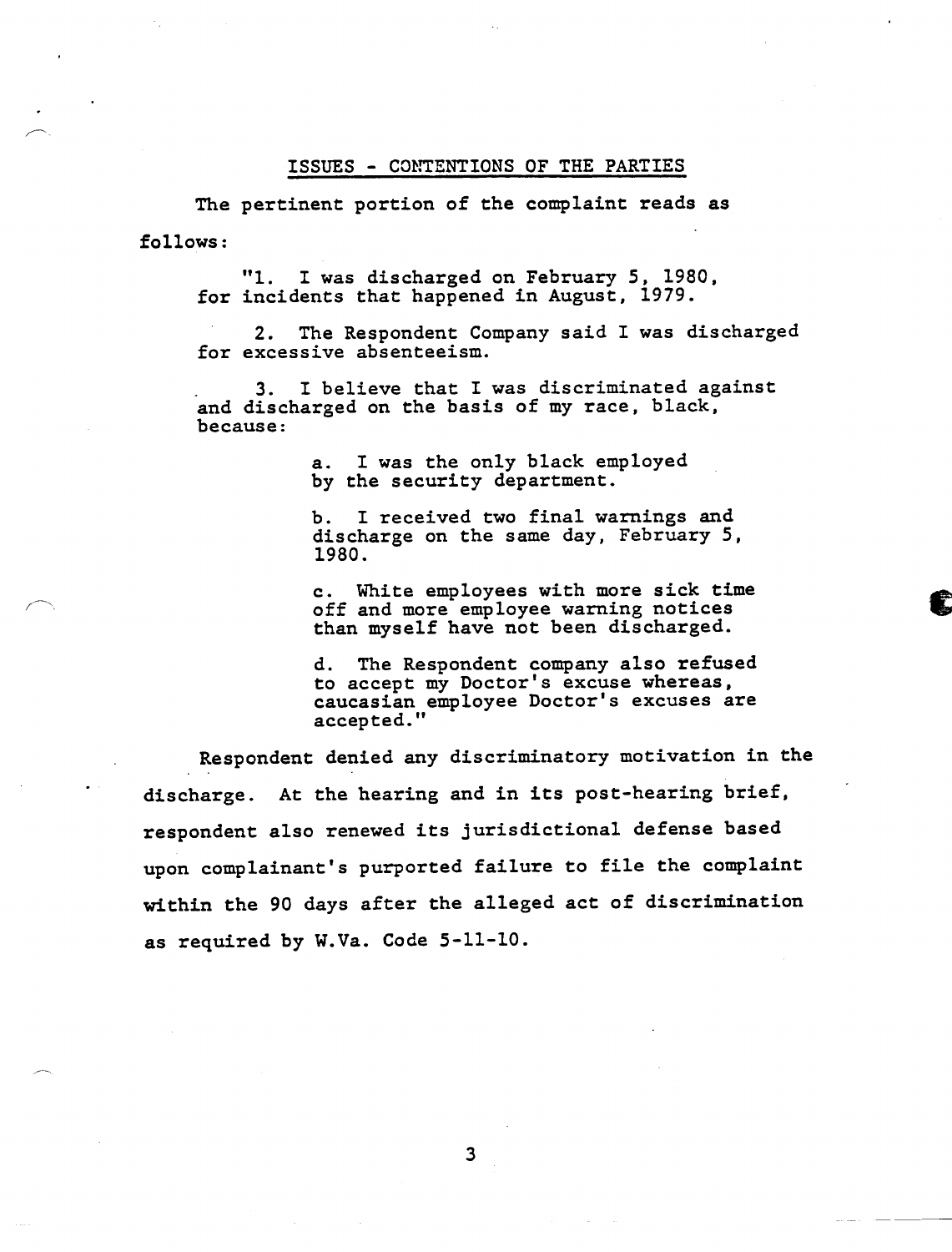## ISSUES - CONTENTIONS OF THE PARTIES

The pertinent portion of the complaint reads as follows:

> "1. I was discharged on February 5, 1980, for incidents that happened in August, 1979.
>
> 2. The Respondent Company said I was discharged for excessive absenteeism.
>
> 3. I believe that I was discriminated against and discharged on the basis of my race, black, because:
>
> > a. I was the only black employed by the security department.
> >
> > b. I received two final warnings and discharge on the same day, February 5, 1980.
> >
> > c. White employees with more sick time off and more employee warning notices than myself have not been discharged.
> >
> > d. The Respondent company also refused to accept my Doctor's excuse whereas, caucasian employee Doctor's excuses are accepted."

Respondent denied any discriminatory motivation in the discharge. At the hearing and in its post-hearing brief, respondent also renewed its jurisdictional defense based upon complainant's purported failure to file the complaint within the 90 days after the alleged act of discrimination as required by W.Va. Code 5-11-10.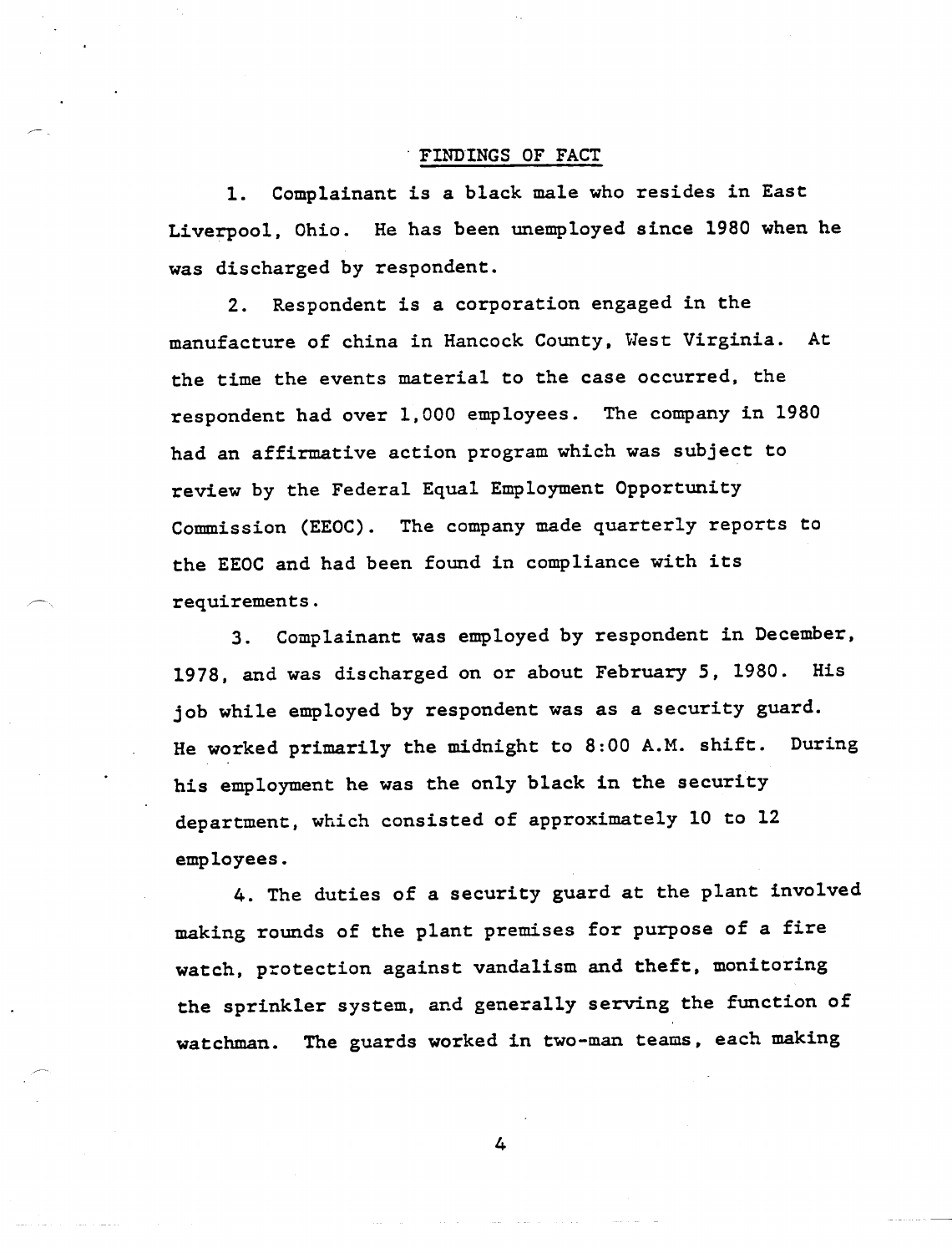## FINDINGS OF FACT

1. Complainant is a black male who resides in East Liverpool, Ohio. He has been unemployed since 1980 when he was discharged by respondent.

2. Respondent is a corporation engaged in the manufacture of china in Hancock County, West Virginia. At the time the events material to the case occurred, the respondent had over 1,000 employees. The company in 1980 had an affirmative action program which was subject to review by the Federal Equal Employment Opportunity Commission (EEOC). The company made quarterly reports to the EEOC and had been found in compliance with its requirements.

3. Complainant was employed by respondent in December, 1978, and was discharged on or about February 5, 1980. His job while employed by respondent was as a security guard. He worked primarily the midnight to 8:00 A.M. shift. During his employment he was the only black in the security department, which consisted of approximately 10 to 12 employees.

4. The duties of a security guard at the plant involved making rounds of the plant premises for purpose of a fire watch, protection against vandalism and theft, monitoring the sprinkler system, and generally serving the function of watchman. The guards worked in two-man teams, each making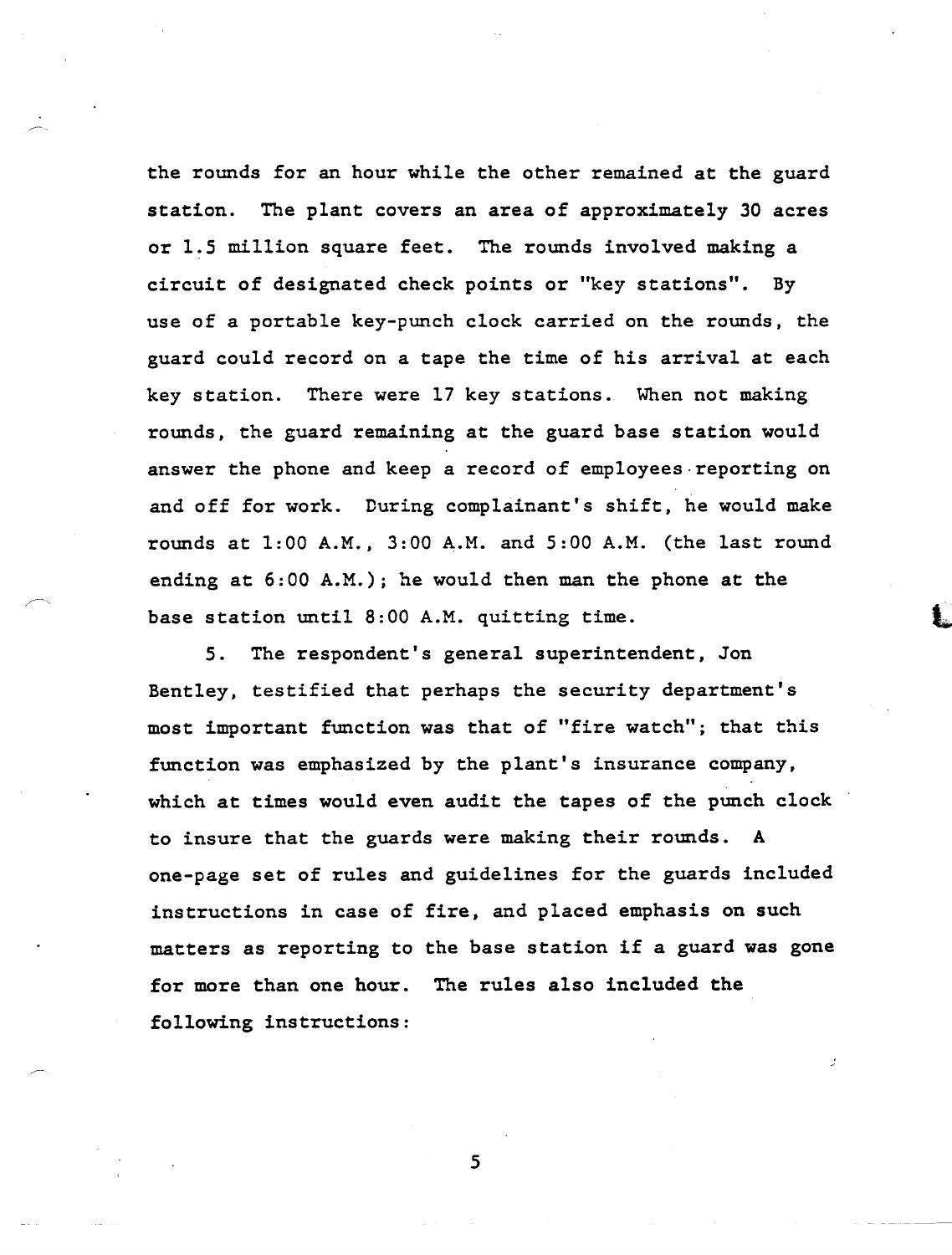the rounds for an hour while the other remained at the guard station. The plant covers an area of approximately 30 acres or 1.5 million square feet. The rounds involved making a circuit of designated check points or "key stations". By use of a portable key-punch clock carried on the rounds, the guard could record on a tape the time of his arrival at each key station. There were 17 key stations. When not making rounds, the guard remaining at the guard base station would answer the phone and keep a record of employees reporting on and off for work. During complainant's shift, he would make rounds at 1:00 A.M., 3:00 A.M. and 5:00 A.M. (the last round ending at 6:00 A.M.); he would then man the phone at the base station until 8:00 A.M. quitting time.

5. The respondent's general superintendent, Jon Bentley, testified that perhaps the security department's most important function was that of "fire watch"; that this function was emphasized by the plant's insurance company, which at times would even audit the tapes of the punch clock to insure that the guards were making their rounds. A one-page set of rules and guidelines for the guards included instructions in case of fire, and placed emphasis on such matters as reporting to the base station if a guard was gone for more than one hour. The rules also included the following instructions: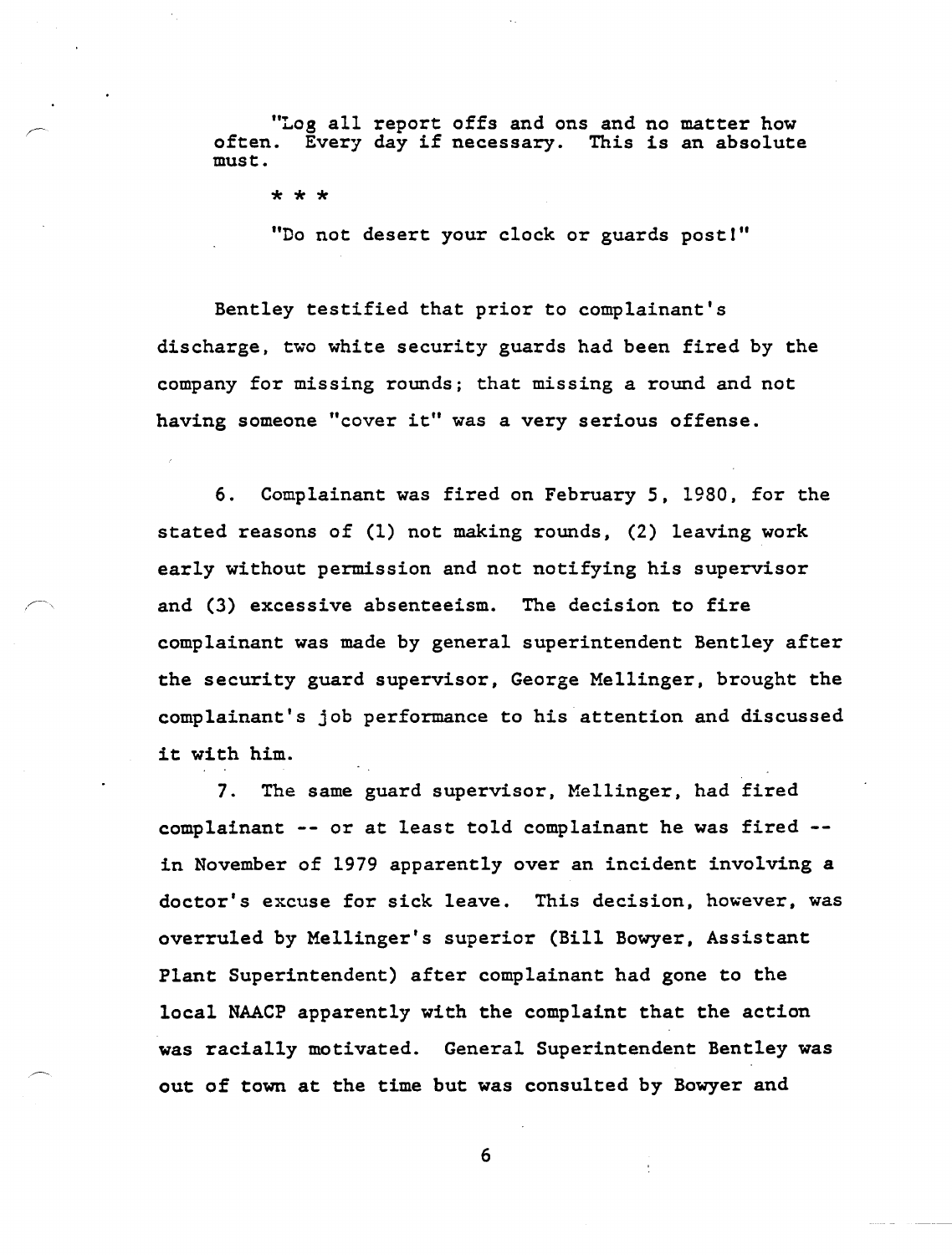> "Log all report offs and ons and no matter how often. Every day if necessary. This is an absolute must.
>
> * * *
>
> "Do not desert your clock or guards post!"

Bentley testified that prior to complainant's discharge, two white security guards had been fired by the company for missing rounds; that missing a round and not having someone "cover it" was a very serious offense.

6. Complainant was fired on February 5, 1980, for the stated reasons of (1) not making rounds, (2) leaving work early without permission and not notifying his supervisor and (3) excessive absenteeism. The decision to fire complainant was made by general superintendent Bentley after the security guard supervisor, George Mellinger, brought the complainant's job performance to his attention and discussed it with him.

7. The same guard supervisor, Mellinger, had fired complainant -- or at least told complainant he was fired -- in November of 1979 apparently over an incident involving a doctor's excuse for sick leave. This decision, however, was overruled by Mellinger's superior (Bill Bowyer, Assistant Plant Superintendent) after complainant had gone to the local NAACP apparently with the complaint that the action was racially motivated. General Superintendent Bentley was out of town at the time but was consulted by Bowyer and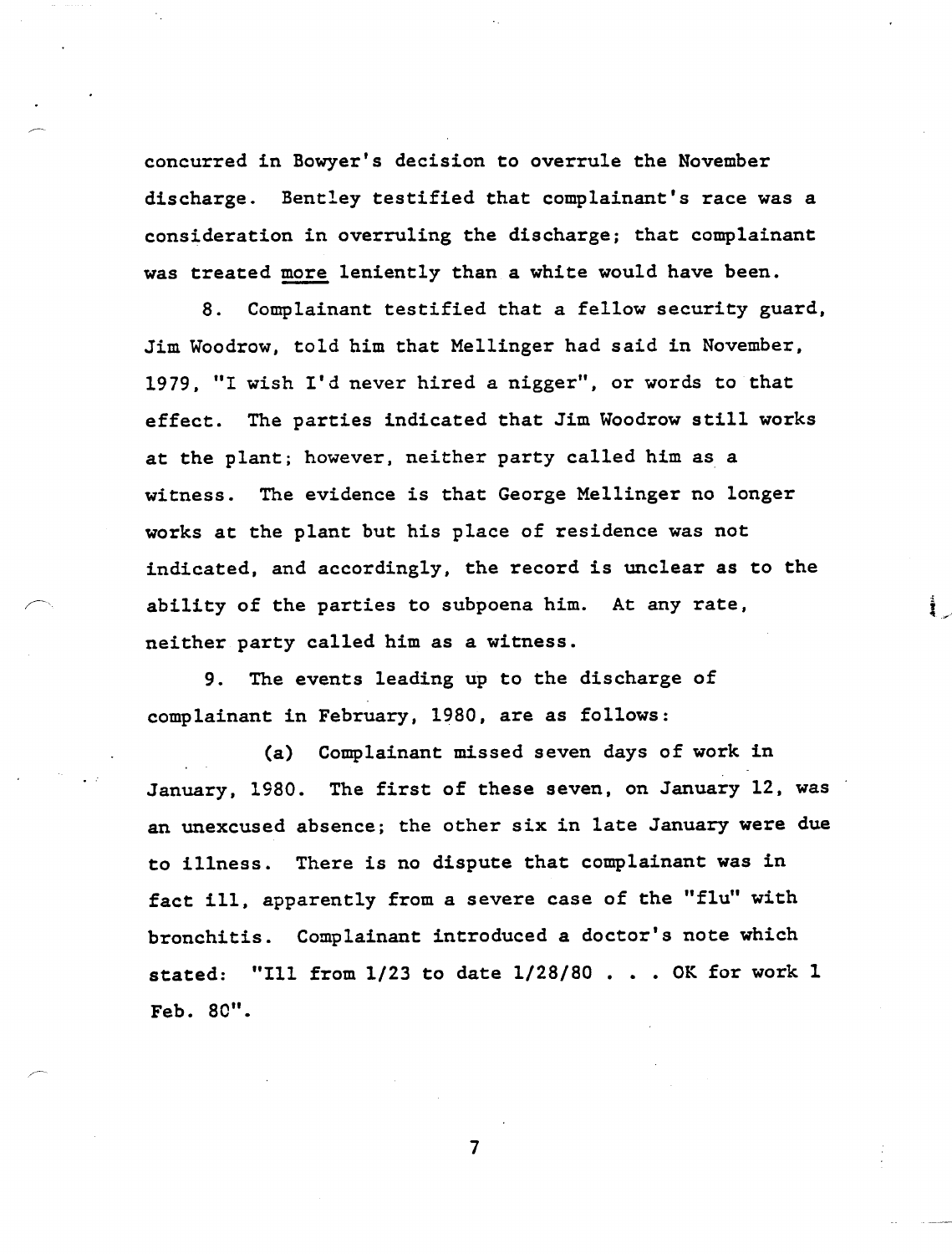concurred in Bowyer's decision to overrule the November discharge. Bentley testified that complainant's race was a consideration in overruling the discharge; that complainant was treated <u>more</u> leniently than a white would have been.

8. Complainant testified that a fellow security guard, Jim Woodrow, told him that Mellinger had said in November, 1979, "I wish I'd never hired a nigger", or words to that effect. The parties indicated that Jim Woodrow still works at the plant; however, neither party called him as a witness. The evidence is that George Mellinger no longer works at the plant but his place of residence was not indicated, and accordingly, the record is unclear as to the ability of the parties to subpoena him. At any rate, neither party called him as a witness.

9. The events leading up to the discharge of complainant in February, 1980, are as follows:

(a) Complainant missed seven days of work in January, 1980. The first of these seven, on January 12, was an unexcused absence; the other six in late January were due to illness. There is no dispute that complainant was in fact ill, apparently from a severe case of the "flu" with bronchitis. Complainant introduced a doctor's note which stated: "Ill from 1/23 to date 1/28/80 . . . OK for work 1 Feb. 80".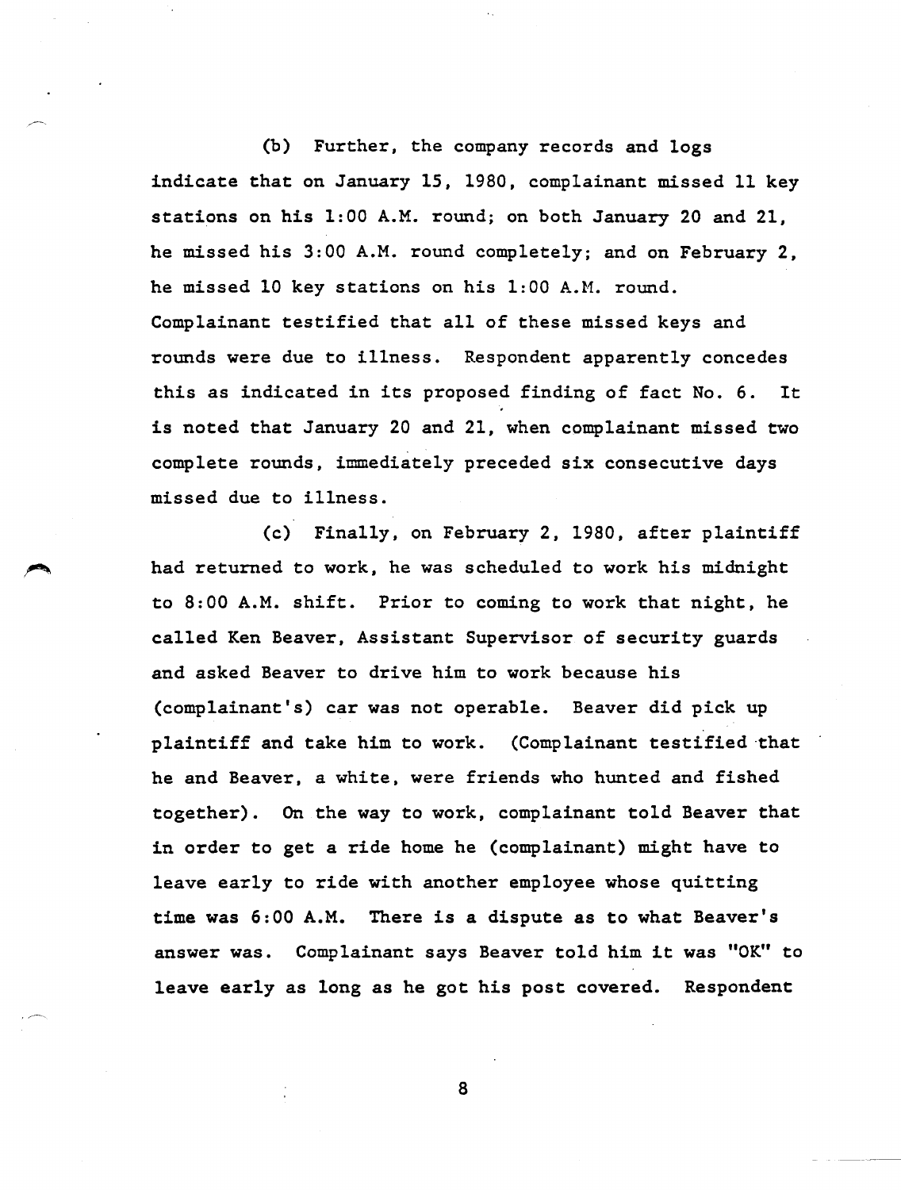(b) Further, the company records and logs indicate that on January 15, 1980, complainant missed 11 key stations on his 1:00 A.M. round; on both January 20 and 21, he missed his 3:00 A.M. round completely; and on February 2, he missed 10 key stations on his 1:00 A.M. round. Complainant testified that all of these missed keys and rounds were due to illness. Respondent apparently concedes this as indicated in its proposed finding of fact No. 6. It is noted that January 20 and 21, when complainant missed two complete rounds, immediately preceded six consecutive days missed due to illness.

(c) Finally, on February 2, 1980, after plaintiff had returned to work, he was scheduled to work his midnight to 8:00 A.M. shift. Prior to coming to work that night, he called Ken Beaver, Assistant Supervisor of security guards and asked Beaver to drive him to work because his (complainant's) car was not operable. Beaver did pick up plaintiff and take him to work. (Complainant testified that he and Beaver, a white, were friends who hunted and fished together). On the way to work, complainant told Beaver that in order to get a ride home he (complainant) might have to leave early to ride with another employee whose quitting time was 6:00 A.M. There is a dispute as to what Beaver's answer was. Complainant says Beaver told him it was "OK" to leave early as long as he got his post covered. Respondent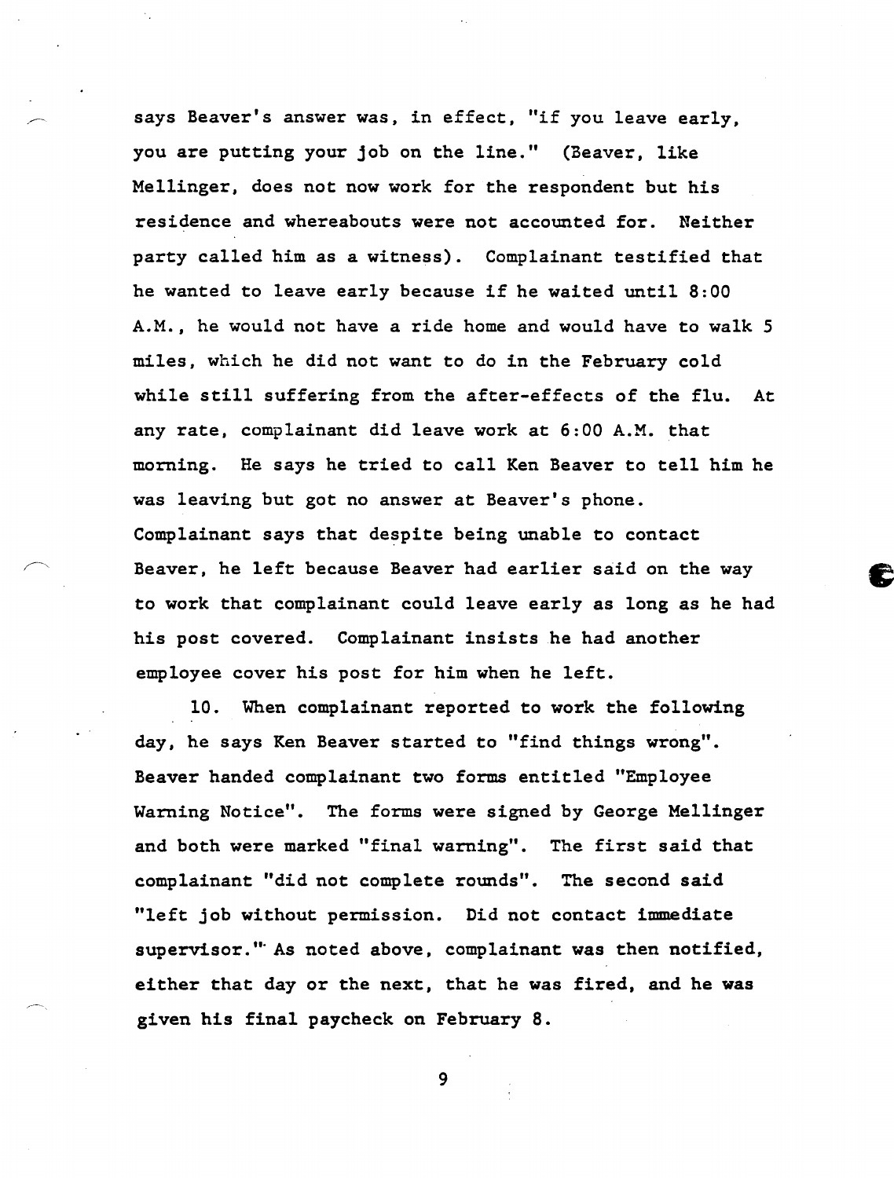says Beaver's answer was, in effect, "if you leave early, you are putting your job on the line." (Beaver, like Mellinger, does not now work for the respondent but his residence and whereabouts were not accounted for. Neither party called him as a witness). Complainant testified that he wanted to leave early because if he waited until 8:00 A.M., he would not have a ride home and would have to walk 5 miles, which he did not want to do in the February cold while still suffering from the after-effects of the flu. At any rate, complainant did leave work at 6:00 A.M. that morning. He says he tried to call Ken Beaver to tell him he was leaving but got no answer at Beaver's phone. Complainant says that despite being unable to contact Beaver, he left because Beaver had earlier said on the way to work that complainant could leave early as long as he had his post covered. Complainant insists he had another employee cover his post for him when he left.

10. When complainant reported to work the following day, he says Ken Beaver started to "find things wrong". Beaver handed complainant two forms entitled "Employee Warning Notice". The forms were signed by George Mellinger and both were marked "final warning". The first said that complainant "did not complete rounds". The second said "left job without permission. Did not contact immediate supervisor." As noted above, complainant was then notified, either that day or the next, that he was fired, and he was given his final paycheck on February 8.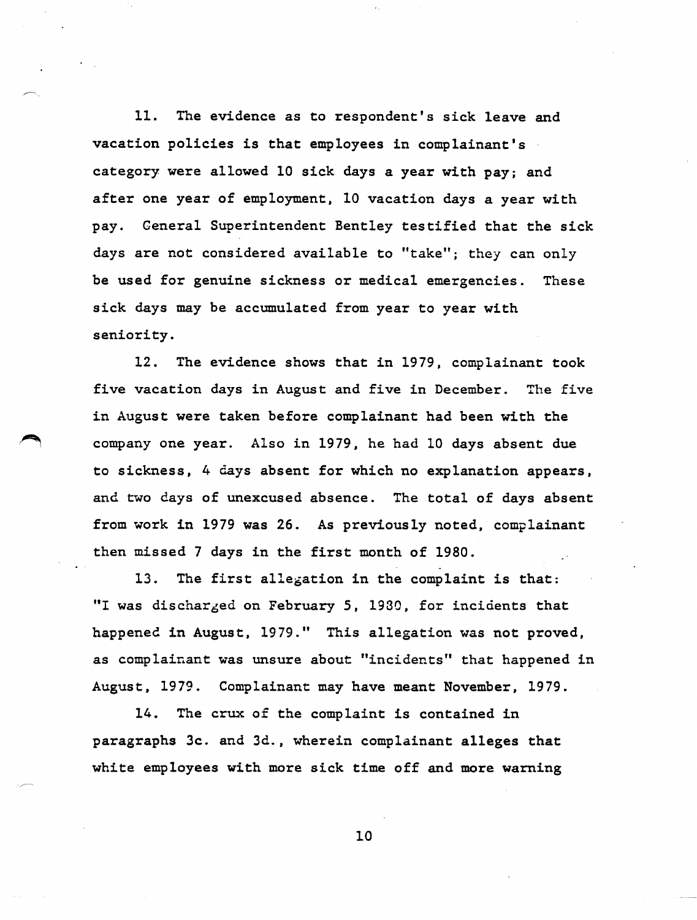11. The evidence as to respondent's sick leave and vacation policies is that employees in complainant's category were allowed 10 sick days a year with pay; and after one year of employment, 10 vacation days a year with pay. General Superintendent Bentley testified that the sick days are not considered available to "take"; they can only be used for genuine sickness or medical emergencies. These sick days may be accumulated from year to year with seniority.

12. The evidence shows that in 1979, complainant took five vacation days in August and five in December. The five in August were taken before complainant had been with the company one year. Also in 1979, he had 10 days absent due to sickness, 4 days absent for which no explanation appears, and two days of unexcused absence. The total of days absent from work in 1979 was 26. As previously noted, complainant then missed 7 days in the first month of 1980.

13. The first allegation in the complaint is that: "I was discharged on February 5, 1980, for incidents that happened in August, 1979." This allegation was not proved, as complainant was unsure about "incidents" that happened in August, 1979. Complainant may have meant November, 1979.

14. The crux of the complaint is contained in paragraphs 3c. and 3d., wherein complainant alleges that white employees with more sick time off and more warning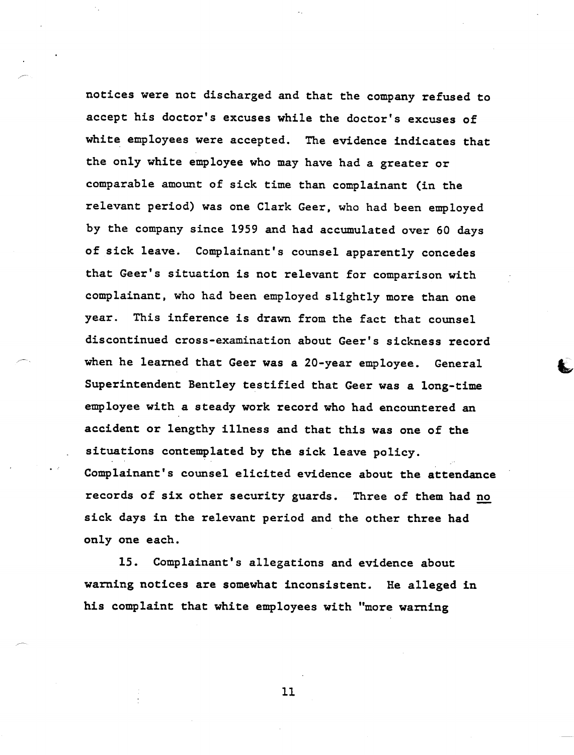notices were not discharged and that the company refused to accept his doctor's excuses while the doctor's excuses of white employees were accepted. The evidence indicates that the only white employee who may have had a greater or comparable amount of sick time than complainant (in the relevant period) was one Clark Geer, who had been employed by the company since 1959 and had accumulated over 60 days of sick leave. Complainant's counsel apparently concedes that Geer's situation is not relevant for comparison with complainant, who had been employed slightly more than one year. This inference is drawn from the fact that counsel discontinued cross-examination about Geer's sickness record when he learned that Geer was a 20-year employee. General Superintendent Bentley testified that Geer was a long-time employee with a steady work record who had encountered an accident or lengthy illness and that this was one of the situations contemplated by the sick leave policy. Complainant's counsel elicited evidence about the attendance records of six other security guards. Three of them had <u>no</u> sick days in the relevant period and the other three had only one each.

15. Complainant's allegations and evidence about warning notices are somewhat inconsistent. He alleged in his complaint that white employees with "more warning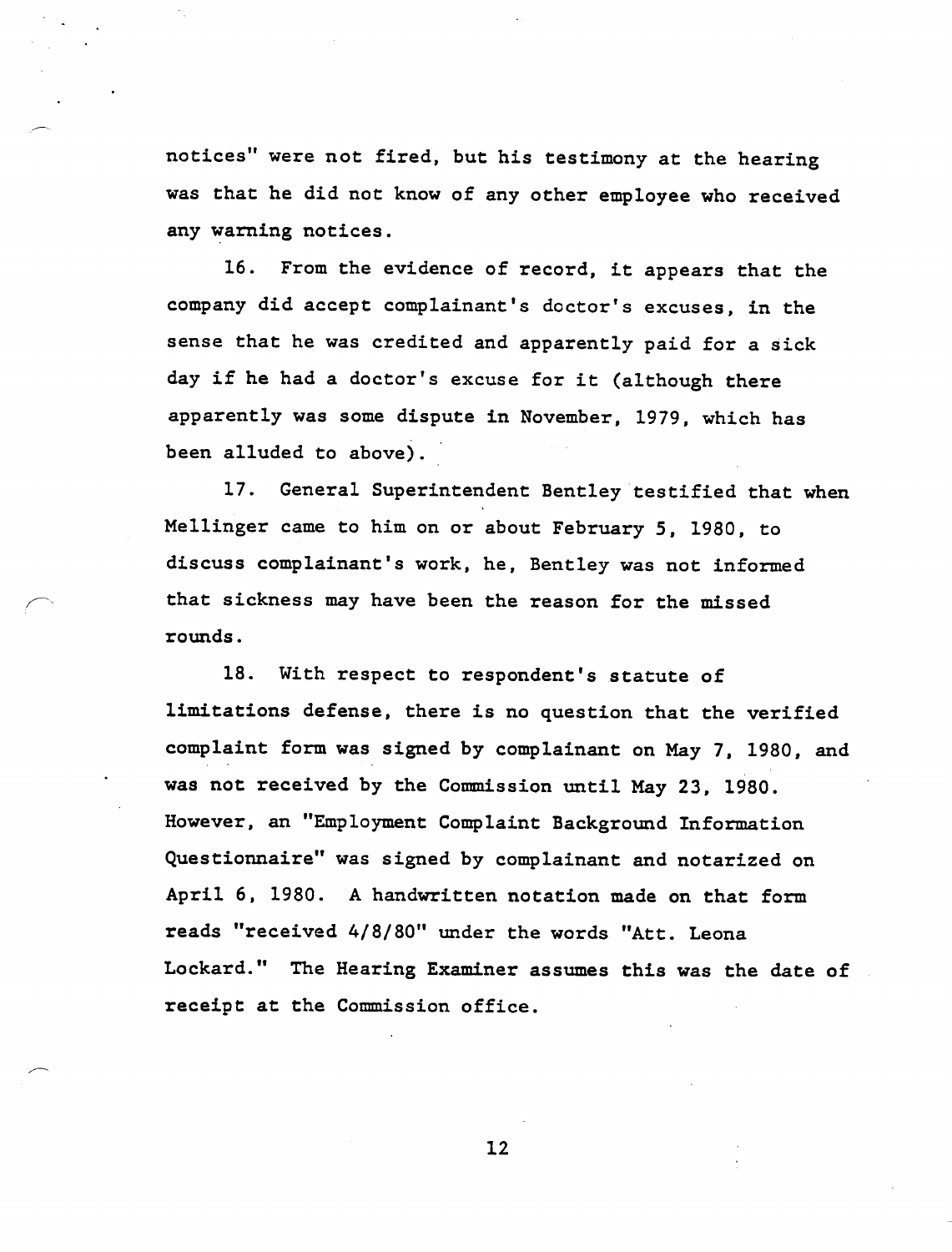notices" were not fired, but his testimony at the hearing was that he did not know of any other employee who received any warning notices.

16. From the evidence of record, it appears that the company did accept complainant's doctor's excuses, in the sense that he was credited and apparently paid for a sick day if he had a doctor's excuse for it (although there apparently was some dispute in November, 1979, which has been alluded to above).

17. General Superintendent Bentley testified that when Mellinger came to him on or about February 5, 1980, to discuss complainant's work, he, Bentley was not informed that sickness may have been the reason for the missed rounds.

18. With respect to respondent's statute of limitations defense, there is no question that the verified complaint form was signed by complainant on May 7, 1980, and was not received by the Commission until May 23, 1980. However, an "Employment Complaint Background Information Questionnaire" was signed by complainant and notarized on April 6, 1980. A handwritten notation made on that form reads "received 4/8/80" under the words "Att. Leona Lockard." The Hearing Examiner assumes this was the date of receipt at the Commission office.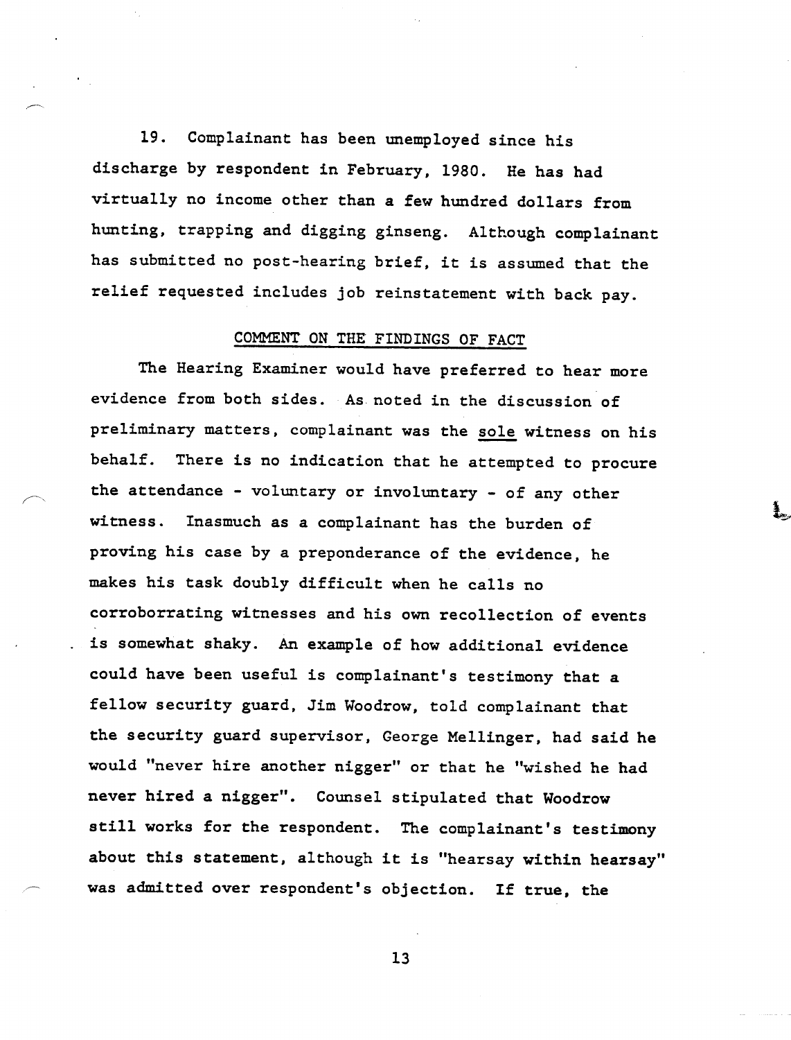19. Complainant has been unemployed since his discharge by respondent in February, 1980. He has had virtually no income other than a few hundred dollars from hunting, trapping and digging ginseng. Although complainant has submitted no post-hearing brief, it is assumed that the relief requested includes job reinstatement with back pay.

## COMMENT ON THE FINDINGS OF FACT

The Hearing Examiner would have preferred to hear more evidence from both sides. As noted in the discussion of preliminary matters, complainant was the sole witness on his behalf. There is no indication that he attempted to procure the attendance - voluntary or involuntary - of any other witness. Inasmuch as a complainant has the burden of proving his case by a preponderance of the evidence, he makes his task doubly difficult when he calls no corroborrating witnesses and his own recollection of events is somewhat shaky. An example of how additional evidence could have been useful is complainant's testimony that a fellow security guard, Jim Woodrow, told complainant that the security guard supervisor, George Mellinger, had said he would "never hire another nigger" or that he "wished he had never hired a nigger". Counsel stipulated that Woodrow still works for the respondent. The complainant's testimony about this statement, although it is "hearsay within hearsay" was admitted over respondent's objection. If true, the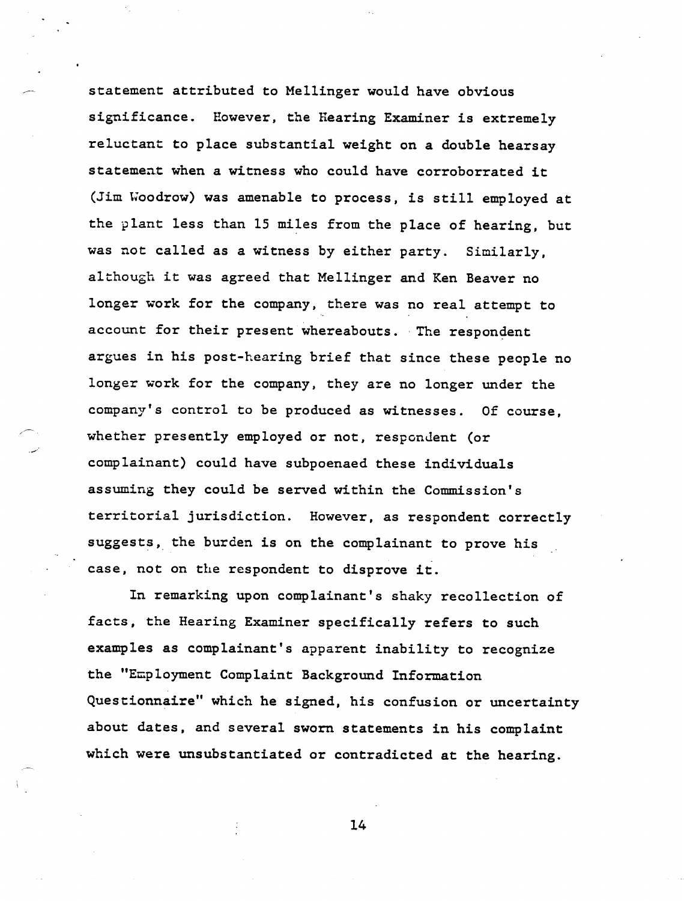statement attributed to Mellinger would have obvious significance. However, the Hearing Examiner is extremely reluctant to place substantial weight on a double hearsay statement when a witness who could have corroborrated it (Jim Woodrow) was amenable to process, is still employed at the plant less than 15 miles from the place of hearing, but was not called as a witness by either party. Similarly, although it was agreed that Mellinger and Ken Beaver no longer work for the company, there was no real attempt to account for their present whereabouts. The respondent argues in his post-hearing brief that since these people no longer work for the company, they are no longer under the company's control to be produced as witnesses. Of course, whether presently employed or not, respondent (or complainant) could have subpoenaed these individuals assuming they could be served within the Commission's territorial jurisdiction. However, as respondent correctly suggests, the burden is on the complainant to prove his case, not on the respondent to disprove it.

In remarking upon complainant's shaky recollection of facts, the Hearing Examiner specifically refers to such examples as complainant's apparent inability to recognize the "Employment Complaint Background Information Questionnaire" which he signed, his confusion or uncertainty about dates, and several sworn statements in his complaint which were unsubstantiated or contradicted at the hearing.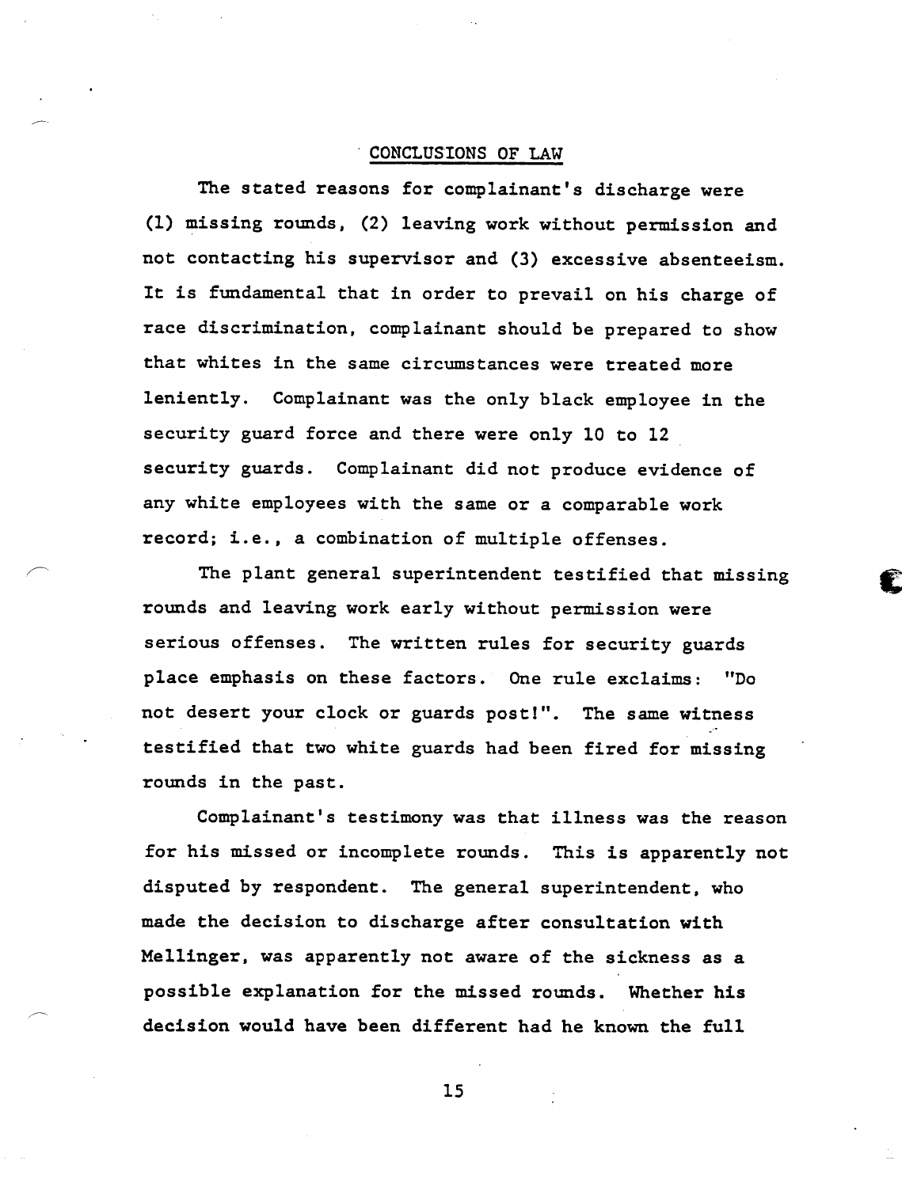## CONCLUSIONS OF LAW

The stated reasons for complainant's discharge were (1) missing rounds, (2) leaving work without permission and not contacting his supervisor and (3) excessive absenteeism. It is fundamental that in order to prevail on his charge of race discrimination, complainant should be prepared to show that whites in the same circumstances were treated more leniently. Complainant was the only black employee in the security guard force and there were only 10 to 12 security guards. Complainant did not produce evidence of any white employees with the same or a comparable work record; i.e., a combination of multiple offenses.

The plant general superintendent testified that missing rounds and leaving work early without permission were serious offenses. The written rules for security guards place emphasis on these factors. One rule exclaims: "Do not desert your clock or guards post!". The same witness testified that two white guards had been fired for missing rounds in the past.

Complainant's testimony was that illness was the reason for his missed or incomplete rounds. This is apparently not disputed by respondent. The general superintendent, who made the decision to discharge after consultation with Mellinger, was apparently not aware of the sickness as a possible explanation for the missed rounds. Whether his decision would have been different had he known the full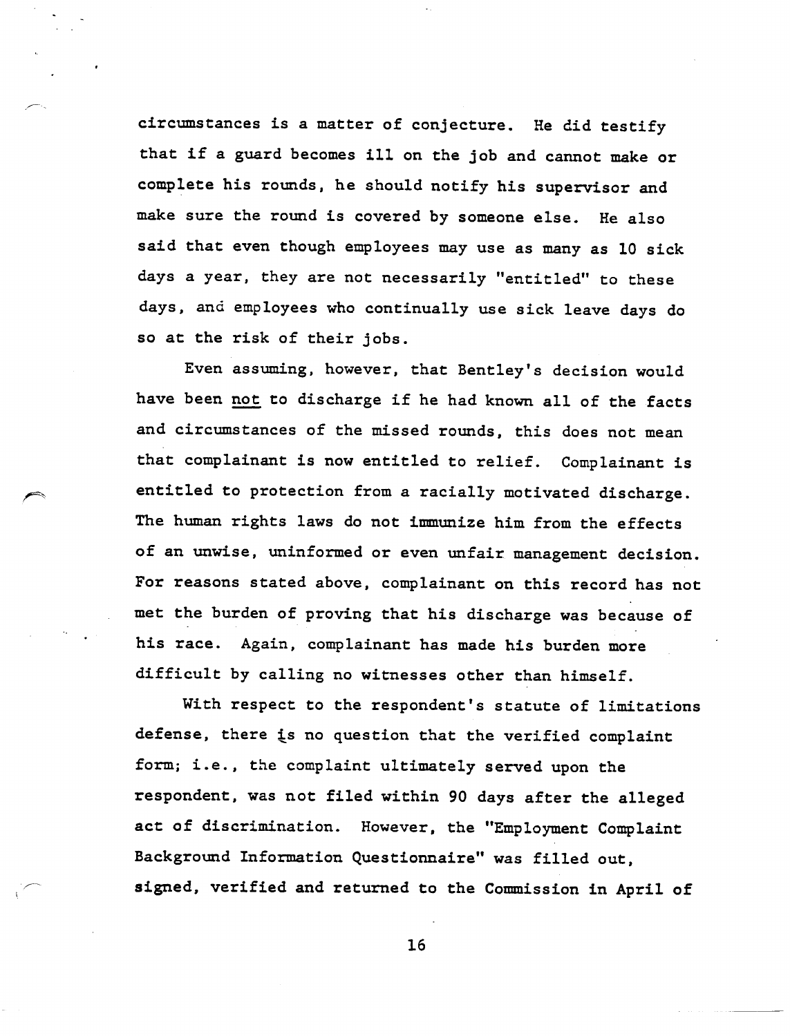circumstances is a matter of conjecture. He did testify that if a guard becomes ill on the job and cannot make or complete his rounds, he should notify his supervisor and make sure the round is covered by someone else. He also said that even though employees may use as many as 10 sick days a year, they are not necessarily "entitled" to these days, and employees who continually use sick leave days do so at the risk of their jobs.

Even assuming, however, that Bentley's decision would have been not to discharge if he had known all of the facts and circumstances of the missed rounds, this does not mean that complainant is now entitled to relief. Complainant is entitled to protection from a racially motivated discharge. The human rights laws do not immunize him from the effects of an unwise, uninformed or even unfair management decision. For reasons stated above, complainant on this record has not met the burden of proving that his discharge was because of his race. Again, complainant has made his burden more difficult by calling no witnesses other than himself.

With respect to the respondent's statute of limitations defense, there is no question that the verified complaint form; i.e., the complaint ultimately served upon the respondent, was not filed within 90 days after the alleged act of discrimination. However, the "Employment Complaint Background Information Questionnaire" was filled out, signed, verified and returned to the Commission in April of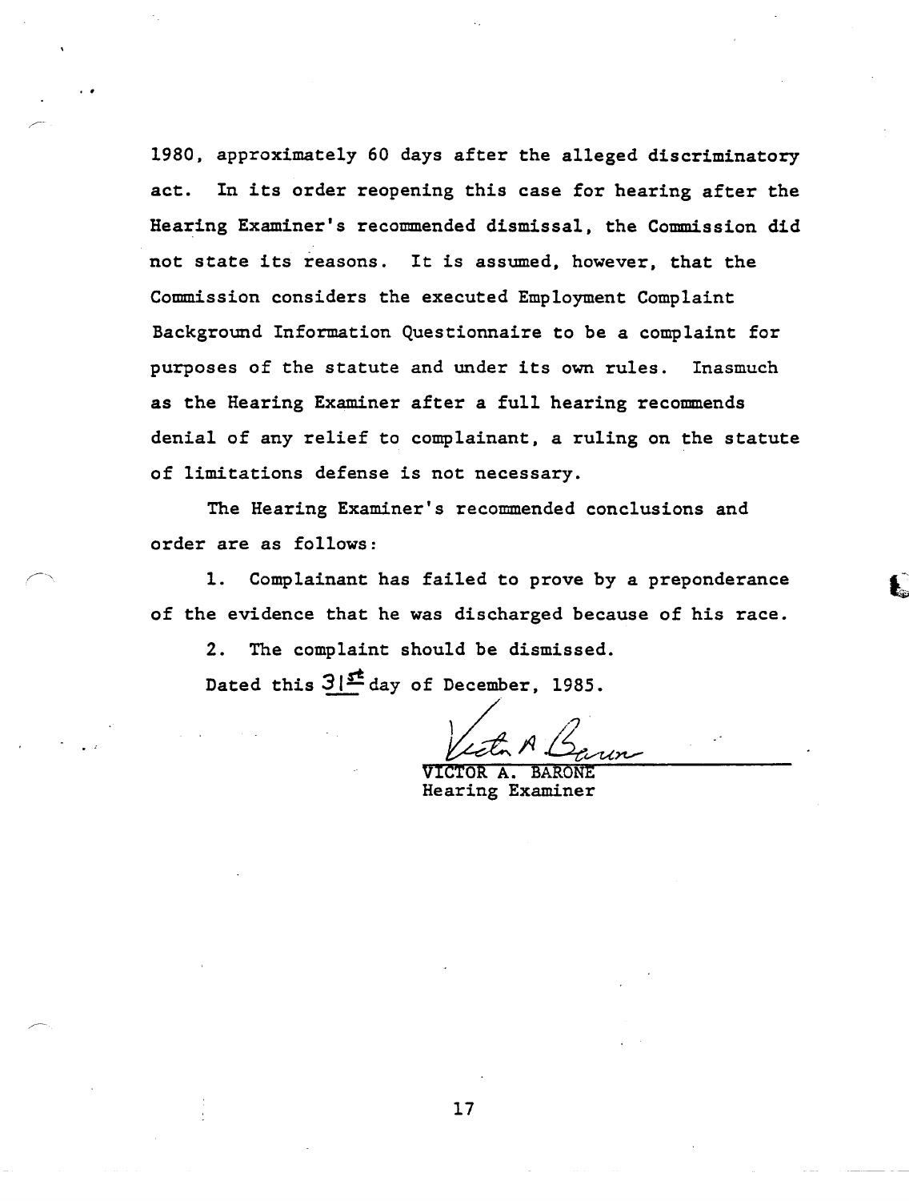1980, approximately 60 days after the alleged discriminatory act. In its order reopening this case for hearing after the Hearing Examiner's recommended dismissal, the Commission did not state its reasons. It is assumed, however, that the Commission considers the executed Employment Complaint Background Information Questionnaire to be a complaint for purposes of the statute and under its own rules. Inasmuch as the Hearing Examiner after a full hearing recommends denial of any relief to complainant, a ruling on the statute of limitations defense is not necessary.

The Hearing Examiner's recommended conclusions and order are as follows:

1. Complainant has failed to prove by a preponderance of the evidence that he was discharged because of his race.

2. The complaint should be dismissed.

Dated this 31st day of December, 1985.

VICTOR A. BARONE
Hearing Examiner